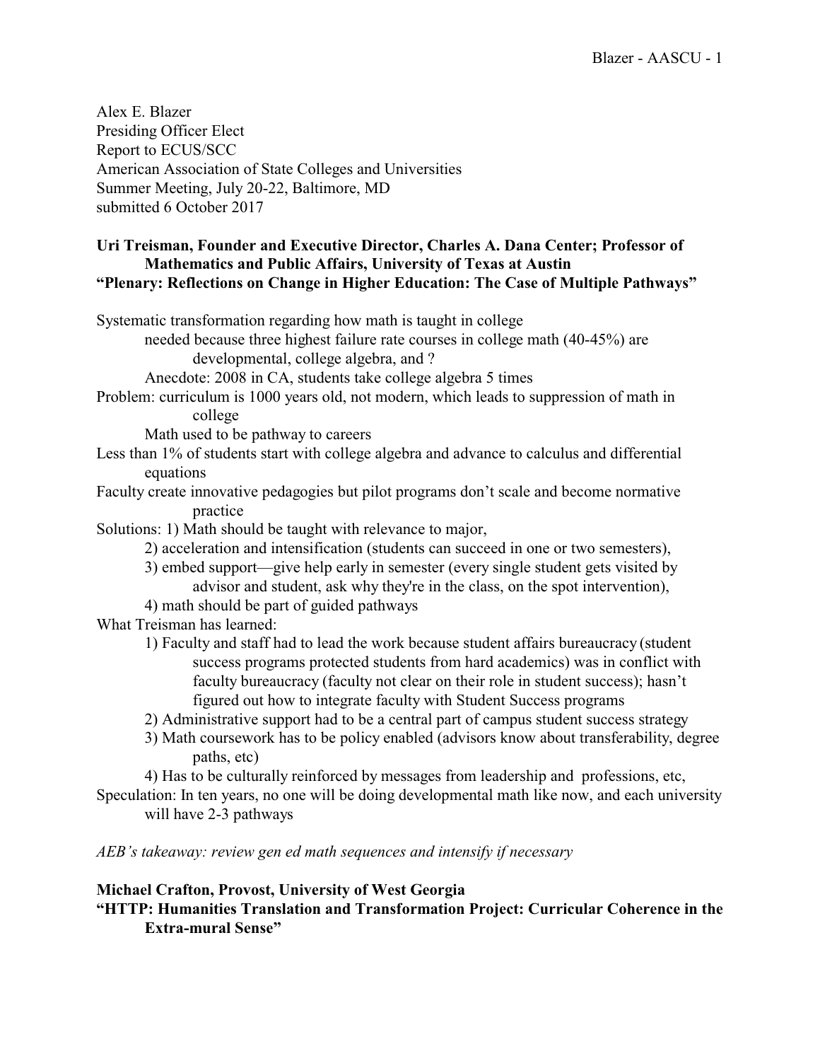Alex E. Blazer
Presiding Officer Elect
Report to ECUS/SCC
American Association of State Colleges and Universities
Summer Meeting, July 20-22, Baltimore, MD
submitted 6 October 2017

**Uri Treisman, Founder and Executive Director, Charles A. Dana Center; Professor of Mathematics and Public Affairs, University of Texas at Austin**
**"Plenary: Reflections on Change in Higher Education: The Case of Multiple Pathways"**

- Systematic transformation regarding how math is taught in college
    - needed because three highest failure rate courses in college math (40-45%) are developmental, college algebra, and ?
    - Anecdote: 2008 in CA, students take college algebra 5 times
- Problem: curriculum is 1000 years old, not modern, which leads to suppression of math in college
    - Math used to be pathway to careers
- Less than 1% of students start with college algebra and advance to calculus and differential equations
- Faculty create innovative pedagogies but pilot programs don't scale and become normative practice
- Solutions: 1) Math should be taught with relevance to major,
    - 2) acceleration and intensification (students can succeed in one or two semesters),
    - 3) embed support—give help early in semester (every single student gets visited by advisor and student, ask why they're in the class, on the spot intervention),
    - 4) math should be part of guided pathways
- What Treisman has learned:
    - 1) Faculty and staff had to lead the work because student affairs bureaucracy (student success programs protected students from hard academics) was in conflict with faculty bureaucracy (faculty not clear on their role in student success); hasn't figured out how to integrate faculty with Student Success programs
    - 2) Administrative support had to be a central part of campus student success strategy
    - 3) Math coursework has to be policy enabled (advisors know about transferability, degree paths, etc)
    - 4) Has to be culturally reinforced by messages from leadership and professions, etc,
- Speculation: In ten years, no one will be doing developmental math like now, and each university will have 2-3 pathways

*AEB's takeaway: review gen ed math sequences and intensify if necessary*

**Michael Crafton, Provost, University of West Georgia**
**"HTTP: Humanities Translation and Transformation Project: Curricular Coherence in the Extra-mural Sense"**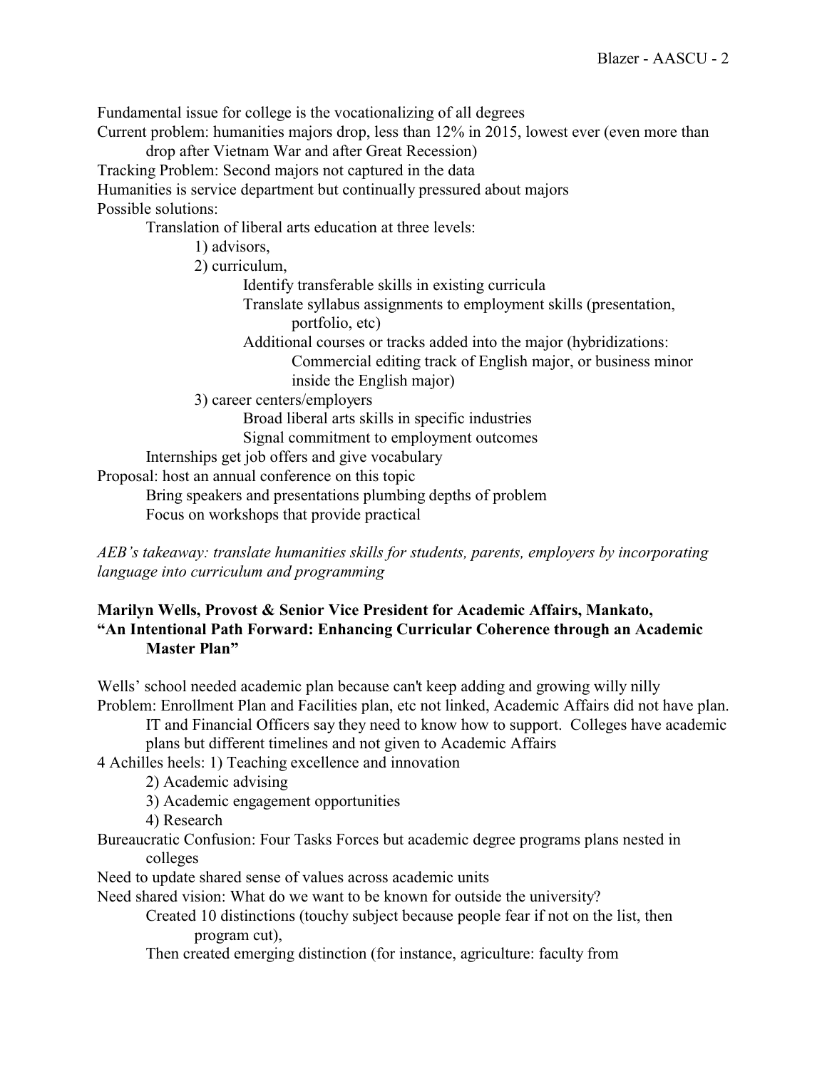Fundamental issue for college is the vocationalizing of all degrees

Current problem: humanities majors drop, less than 12% in 2015, lowest ever (even more than drop after Vietnam War and after Great Recession)

Tracking Problem: Second majors not captured in the data

Humanities is service department but continually pressured about majors

Possible solutions:

- Translation of liberal arts education at three levels:
  - 1) advisors,
  - 2) curriculum,
    - Identify transferable skills in existing curricula
    - Translate syllabus assignments to employment skills (presentation, portfolio, etc)
    - Additional courses or tracks added into the major (hybridizations:
      - Commercial editing track of English major, or business minor inside the English major)
  - 3) career centers/employers
    - Broad liberal arts skills in specific industries
    - Signal commitment to employment outcomes
- Internships get job offers and give vocabulary

Proposal: host an annual conference on this topic

- Bring speakers and presentations plumbing depths of problem
- Focus on workshops that provide practical

*AEB's takeaway: translate humanities skills for students, parents, employers by incorporating language into curriculum and programming*

**Marilyn Wells, Provost & Senior Vice President for Academic Affairs, Mankato, "An Intentional Path Forward: Enhancing Curricular Coherence through an Academic Master Plan"**

Wells' school needed academic plan because can't keep adding and growing willy nilly

Problem: Enrollment Plan and Facilities plan, etc not linked, Academic Affairs did not have plan.

- IT and Financial Officers say they need to know how to support. Colleges have academic plans but different timelines and not given to Academic Affairs

4 Achilles heels: 1) Teaching excellence and innovation

- 2) Academic advising
- 3) Academic engagement opportunities
- 4) Research

Bureaucratic Confusion: Four Tasks Forces but academic degree programs plans nested in colleges

Need to update shared sense of values across academic units

Need shared vision: What do we want to be known for outside the university?

- Created 10 distinctions (touchy subject because people fear if not on the list, then program cut),
- Then created emerging distinction (for instance, agriculture: faculty from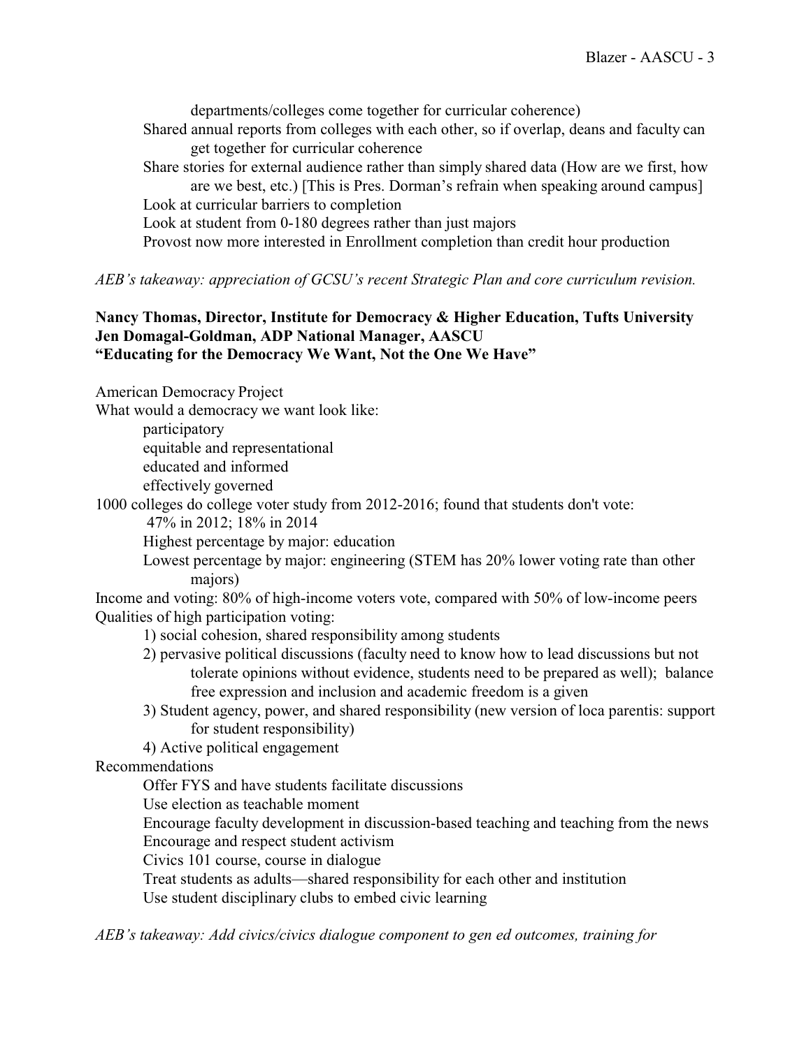departments/colleges come together for curricular coherence)

Shared annual reports from colleges with each other, so if overlap, deans and faculty can get together for curricular coherence

Share stories for external audience rather than simply shared data (How are we first, how are we best, etc.) [This is Pres. Dorman's refrain when speaking around campus]

Look at curricular barriers to completion

Look at student from 0-180 degrees rather than just majors

Provost now more interested in Enrollment completion than credit hour production

*AEB's takeaway: appreciation of GCSU's recent Strategic Plan and core curriculum revision.*

**Nancy Thomas, Director, Institute for Democracy & Higher Education, Tufts University**
**Jen Domagal-Goldman, ADP National Manager, AASCU**
**"Educating for the Democracy We Want, Not the One We Have"**

American Democracy Project

What would a democracy we want look like:

- participatory
- equitable and representational
- educated and informed
- effectively governed

1000 colleges do college voter study from 2012-2016; found that students don't vote:

- 47% in 2012; 18% in 2014
- Highest percentage by major: education
- Lowest percentage by major: engineering (STEM has 20% lower voting rate than other majors)

Income and voting: 80% of high-income voters vote, compared with 50% of low-income peers

Qualities of high participation voting:

1) social cohesion, shared responsibility among students
2) pervasive political discussions (faculty need to know how to lead discussions but not tolerate opinions without evidence, students need to be prepared as well); balance free expression and inclusion and academic freedom is a given
3) Student agency, power, and shared responsibility (new version of loca parentis: support for student responsibility)
4) Active political engagement

Recommendations

- Offer FYS and have students facilitate discussions
- Use election as teachable moment
- Encourage faculty development in discussion-based teaching and teaching from the news
- Encourage and respect student activism
- Civics 101 course, course in dialogue
- Treat students as adults—shared responsibility for each other and institution
- Use student disciplinary clubs to embed civic learning

*AEB's takeaway: Add civics/civics dialogue component to gen ed outcomes, training for*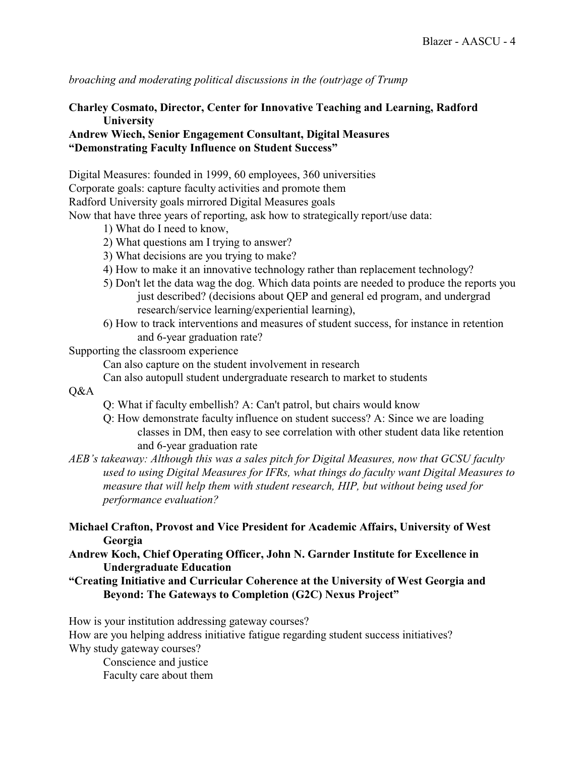*broaching and moderating political discussions in the (outr)age of Trump*

**Charley Cosmato, Director, Center for Innovative Teaching and Learning, Radford University**
**Andrew Wiech, Senior Engagement Consultant, Digital Measures**
**"Demonstrating Faculty Influence on Student Success"**

Digital Measures: founded in 1999, 60 employees, 360 universities
Corporate goals: capture faculty activities and promote them
Radford University goals mirrored Digital Measures goals
Now that have three years of reporting, ask how to strategically report/use data:

1) What do I need to know,
2) What questions am I trying to answer?
3) What decisions are you trying to make?
4) How to make it an innovative technology rather than replacement technology?
5) Don't let the data wag the dog. Which data points are needed to produce the reports you just described? (decisions about QEP and general ed program, and undergrad research/service learning/experiential learning),
6) How to track interventions and measures of student success, for instance in retention and 6-year graduation rate?

Supporting the classroom experience

- Can also capture on the student involvement in research
- Can also autopull student undergraduate research to market to students

Q&A

- Q: What if faculty embellish? A: Can't patrol, but chairs would know
- Q: How demonstrate faculty influence on student success? A: Since we are loading classes in DM, then easy to see correlation with other student data like retention and 6-year graduation rate

*AEB's takeaway: Although this was a sales pitch for Digital Measures, now that GCSU faculty used to using Digital Measures for IFRs, what things do faculty want Digital Measures to measure that will help them with student research, HIP, but without being used for performance evaluation?*

**Michael Crafton, Provost and Vice President for Academic Affairs, University of West Georgia**
**Andrew Koch, Chief Operating Officer, John N. Garnder Institute for Excellence in Undergraduate Education**
**"Creating Initiative and Curricular Coherence at the University of West Georgia and Beyond: The Gateways to Completion (G2C) Nexus Project"**

How is your institution addressing gateway courses?
How are you helping address initiative fatigue regarding student success initiatives?
Why study gateway courses?

- Conscience and justice
- Faculty care about them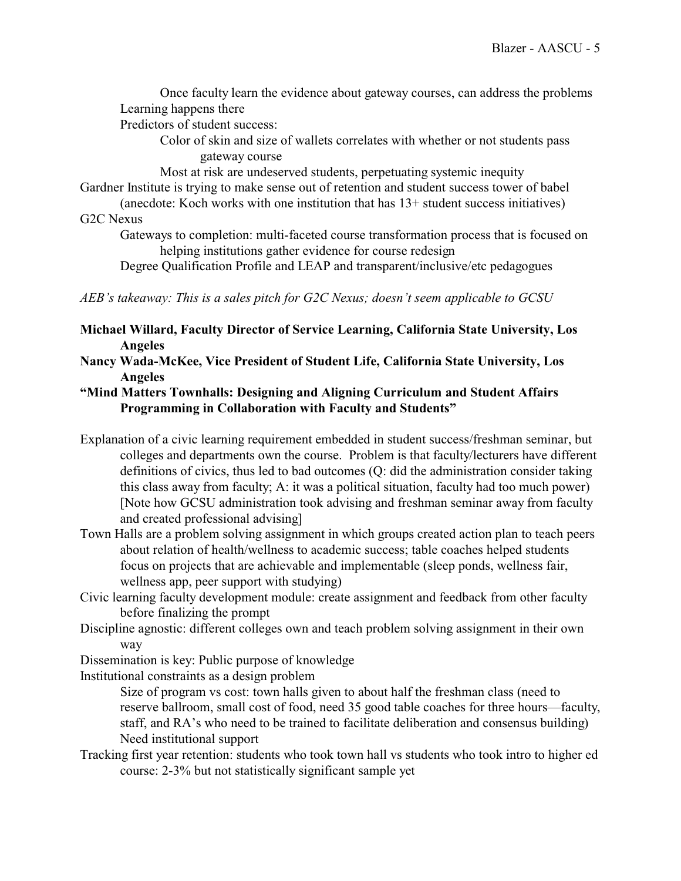Once faculty learn the evidence about gateway courses, can address the problems

Learning happens there

Predictors of student success:

- Color of skin and size of wallets correlates with whether or not students pass gateway course
- Most at risk are undeserved students, perpetuating systemic inequity

Gardner Institute is trying to make sense out of retention and student success tower of babel

(anecdote: Koch works with one institution that has 13+ student success initiatives)

G2C Nexus

- Gateways to completion: multi-faceted course transformation process that is focused on helping institutions gather evidence for course redesign
- Degree Qualification Profile and LEAP and transparent/inclusive/etc pedagogues

*AEB's takeaway: This is a sales pitch for G2C Nexus; doesn't seem applicable to GCSU*

**Michael Willard, Faculty Director of Service Learning, California State University, Los Angeles**

**Nancy Wada-McKee, Vice President of Student Life, California State University, Los Angeles**

**"Mind Matters Townhalls: Designing and Aligning Curriculum and Student Affairs Programming in Collaboration with Faculty and Students"**

Explanation of a civic learning requirement embedded in student success/freshman seminar, but colleges and departments own the course. Problem is that faculty/lecturers have different definitions of civics, thus led to bad outcomes (Q: did the administration consider taking this class away from faculty; A: it was a political situation, faculty had too much power) [Note how GCSU administration took advising and freshman seminar away from faculty and created professional advising]

Town Halls are a problem solving assignment in which groups created action plan to teach peers about relation of health/wellness to academic success; table coaches helped students focus on projects that are achievable and implementable (sleep ponds, wellness fair, wellness app, peer support with studying)

Civic learning faculty development module: create assignment and feedback from other faculty before finalizing the prompt

Discipline agnostic: different colleges own and teach problem solving assignment in their own way

Dissemination is key: Public purpose of knowledge

Institutional constraints as a design problem

- Size of program vs cost: town halls given to about half the freshman class (need to reserve ballroom, small cost of food, need 35 good table coaches for three hours—faculty, staff, and RA's who need to be trained to facilitate deliberation and consensus building)
- Need institutional support

Tracking first year retention: students who took town hall vs students who took intro to higher ed course: 2-3% but not statistically significant sample yet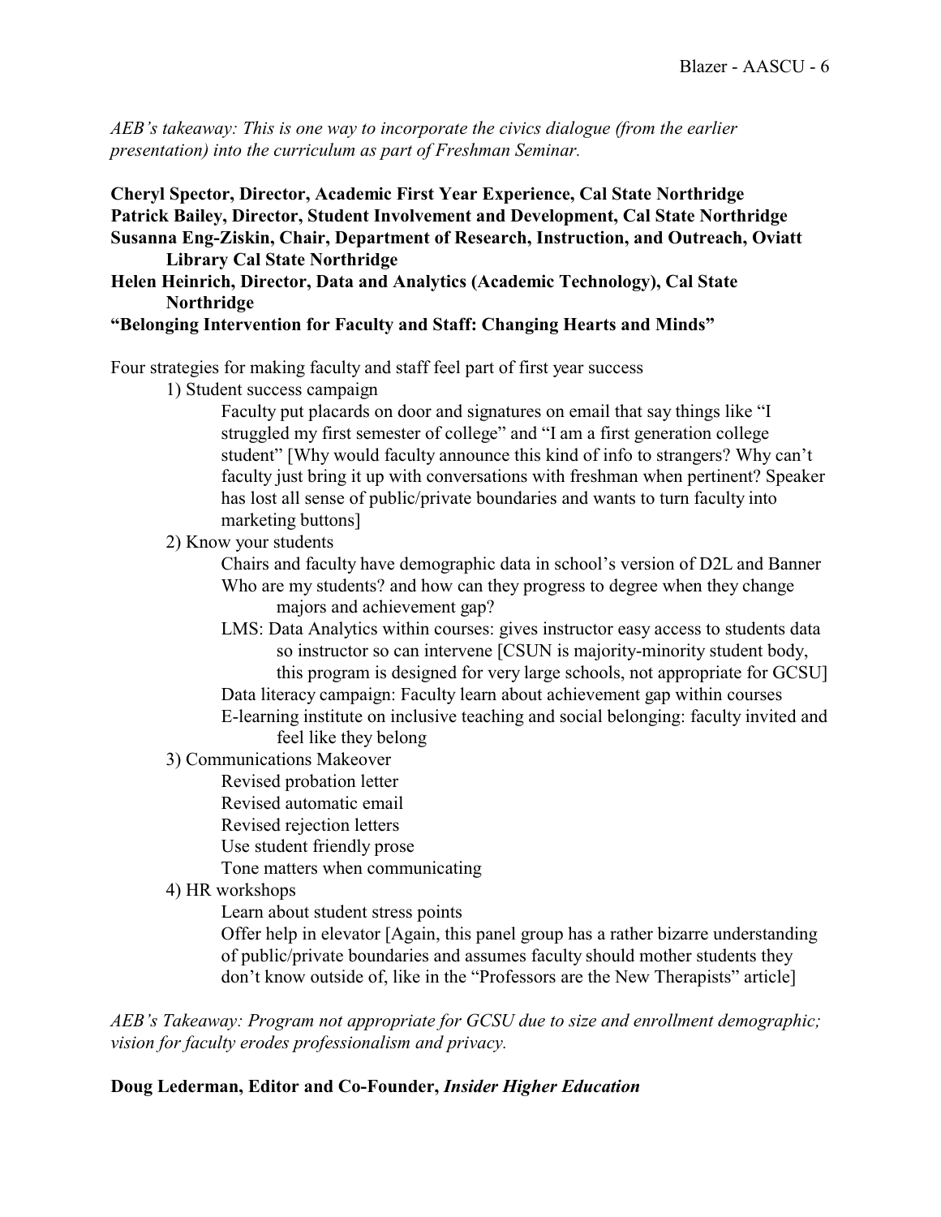*AEB's takeaway: This is one way to incorporate the civics dialogue (from the earlier presentation) into the curriculum as part of Freshman Seminar.*

**Cheryl Spector, Director, Academic First Year Experience, Cal State Northridge**
**Patrick Bailey, Director, Student Involvement and Development, Cal State Northridge**
**Susanna Eng-Ziskin, Chair, Department of Research, Instruction, and Outreach, Oviatt Library Cal State Northridge**
**Helen Heinrich, Director, Data and Analytics (Academic Technology), Cal State Northridge**
**"Belonging Intervention for Faculty and Staff: Changing Hearts and Minds"**

Four strategies for making faculty and staff feel part of first year success

1) Student success campaign
    - Faculty put placards on door and signatures on email that say things like "I struggled my first semester of college" and "I am a first generation college student" [Why would faculty announce this kind of info to strangers? Why can't faculty just bring it up with conversations with freshman when pertinent? Speaker has lost all sense of public/private boundaries and wants to turn faculty into marketing buttons]
2) Know your students
    - Chairs and faculty have demographic data in school's version of D2L and Banner
    - Who are my students? and how can they progress to degree when they change majors and achievement gap?
    - LMS: Data Analytics within courses: gives instructor easy access to students data so instructor so can intervene [CSUN is majority-minority student body, this program is designed for very large schools, not appropriate for GCSU]
    - Data literacy campaign: Faculty learn about achievement gap within courses
    - E-learning institute on inclusive teaching and social belonging: faculty invited and feel like they belong
3) Communications Makeover
    - Revised probation letter
    - Revised automatic email
    - Revised rejection letters
    - Use student friendly prose
    - Tone matters when communicating
4) HR workshops
    - Learn about student stress points
    - Offer help in elevator [Again, this panel group has a rather bizarre understanding of public/private boundaries and assumes faculty should mother students they don't know outside of, like in the "Professors are the New Therapists" article]

*AEB's Takeaway: Program not appropriate for GCSU due to size and enrollment demographic; vision for faculty erodes professionalism and privacy.*

**Doug Lederman, Editor and Co-Founder, *Insider Higher Education***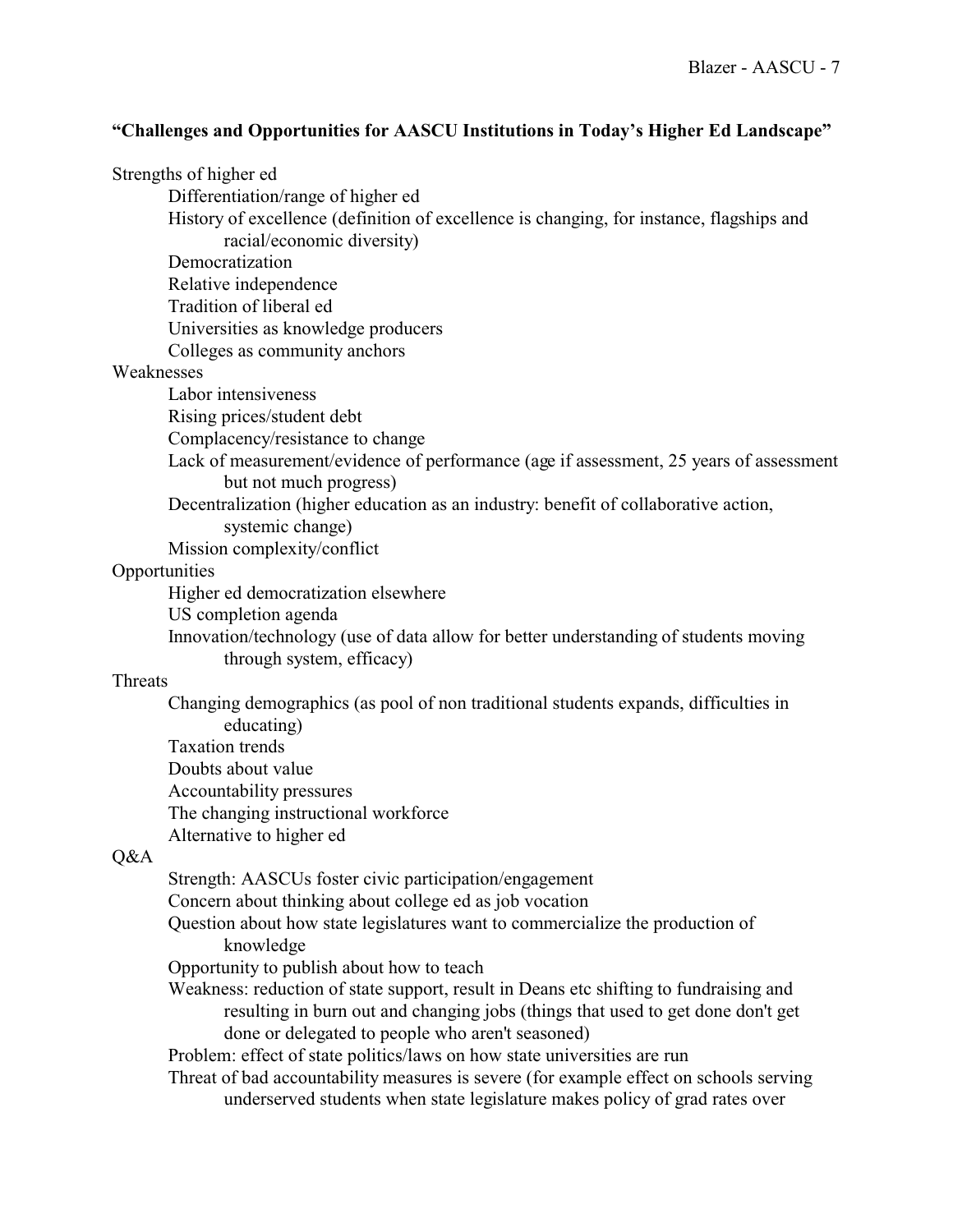**"Challenges and Opportunities for AASCU Institutions in Today's Higher Ed Landscape"**

Strengths of higher ed
- Differentiation/range of higher ed
- History of excellence (definition of excellence is changing, for instance, flagships and racial/economic diversity)
- Democratization
- Relative independence
- Tradition of liberal ed
- Universities as knowledge producers
- Colleges as community anchors

Weaknesses
- Labor intensiveness
- Rising prices/student debt
- Complacency/resistance to change
- Lack of measurement/evidence of performance (age if assessment, 25 years of assessment but not much progress)
- Decentralization (higher education as an industry: benefit of collaborative action, systemic change)
- Mission complexity/conflict

Opportunities
- Higher ed democratization elsewhere
- US completion agenda
- Innovation/technology (use of data allow for better understanding of students moving through system, efficacy)

Threats
- Changing demographics (as pool of non traditional students expands, difficulties in educating)
- Taxation trends
- Doubts about value
- Accountability pressures
- The changing instructional workforce
- Alternative to higher ed

Q&A
- Strength: AASCUs foster civic participation/engagement
- Concern about thinking about college ed as job vocation
- Question about how state legislatures want to commercialize the production of knowledge
- Opportunity to publish about how to teach
- Weakness: reduction of state support, result in Deans etc shifting to fundraising and resulting in burn out and changing jobs (things that used to get done don't get done or delegated to people who aren't seasoned)
- Problem: effect of state politics/laws on how state universities are run
- Threat of bad accountability measures is severe (for example effect on schools serving underserved students when state legislature makes policy of grad rates over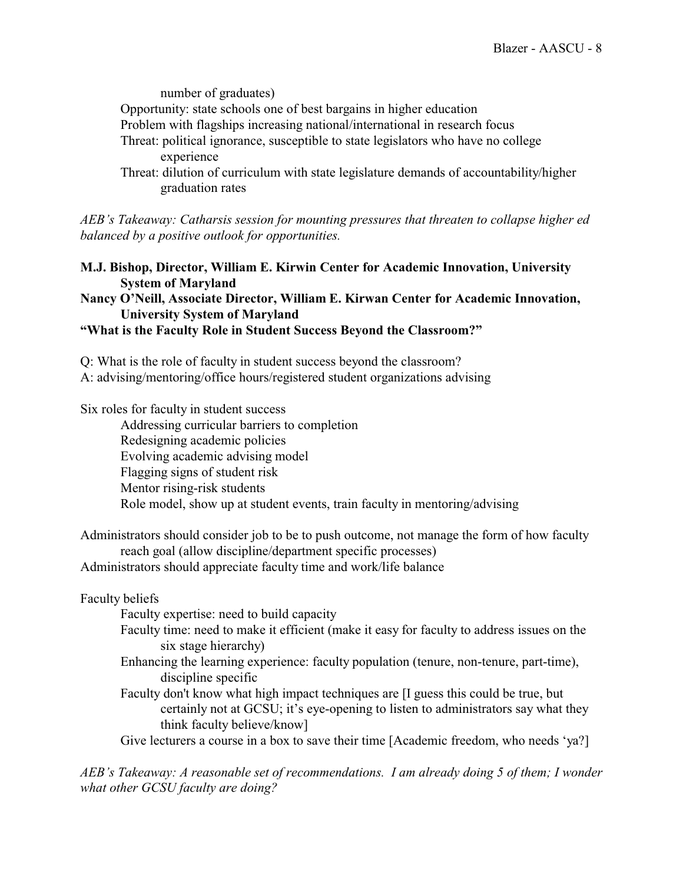number of graduates)

Opportunity: state schools one of best bargains in higher education

Problem with flagships increasing national/international in research focus

Threat: political ignorance, susceptible to state legislators who have no college experience

Threat: dilution of curriculum with state legislature demands of accountability/higher graduation rates

*AEB's Takeaway: Catharsis session for mounting pressures that threaten to collapse higher ed balanced by a positive outlook for opportunities.*

**M.J. Bishop, Director, William E. Kirwin Center for Academic Innovation, University System of Maryland**
**Nancy O'Neill, Associate Director, William E. Kirwan Center for Academic Innovation, University System of Maryland**
**"What is the Faculty Role in Student Success Beyond the Classroom?"**

Q: What is the role of faculty in student success beyond the classroom?
A: advising/mentoring/office hours/registered student organizations advising

Six roles for faculty in student success

- Addressing curricular barriers to completion
- Redesigning academic policies
- Evolving academic advising model
- Flagging signs of student risk
- Mentor rising-risk students
- Role model, show up at student events, train faculty in mentoring/advising

Administrators should consider job to be to push outcome, not manage the form of how faculty reach goal (allow discipline/department specific processes)

Administrators should appreciate faculty time and work/life balance

Faculty beliefs

- Faculty expertise: need to build capacity
- Faculty time: need to make it efficient (make it easy for faculty to address issues on the six stage hierarchy)
- Enhancing the learning experience: faculty population (tenure, non-tenure, part-time), discipline specific
- Faculty don't know what high impact techniques are [I guess this could be true, but certainly not at GCSU; it's eye-opening to listen to administrators say what they think faculty believe/know]
- Give lecturers a course in a box to save their time [Academic freedom, who needs 'ya?]

*AEB's Takeaway: A reasonable set of recommendations. I am already doing 5 of them; I wonder what other GCSU faculty are doing?*